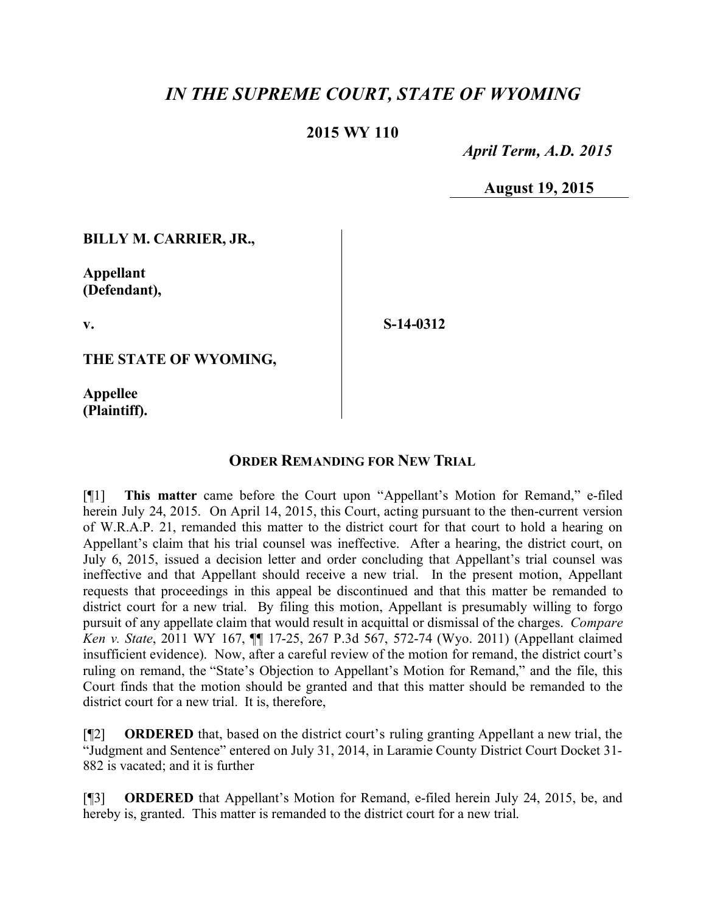# *IN THE SUPREME COURT, STATE OF WYOMING*

## 2015 WY 110

*April Term, A.D. 2015*

**August 19, 2015**

**BILLY M. CARRIER, JR.,**

**Appellant (Defendant),**

**v.**

**S-14-0312**

**THE STATE OF WYOMING,**

**Appellee (Plaintiff).**

### ORDER REMANDING FOR NEW TRIAL

[¶1] **This matter** came before the Court upon "Appellant's Motion for Remand," e-filed herein July 24, 2015. On April 14, 2015, this Court, acting pursuant to the then-current version of W.R.A.P. 21, remanded this matter to the district court for that court to hold a hearing on Appellant's claim that his trial counsel was ineffective. After a hearing, the district court, on July 6, 2015, issued a decision letter and order concluding that Appellant's trial counsel was ineffective and that Appellant should receive a new trial. In the present motion, Appellant requests that proceedings in this appeal be discontinued and that this matter be remanded to district court for a new trial. By filing this motion, Appellant is presumably willing to forgo pursuit of any appellate claim that would result in acquittal or dismissal of the charges. *Compare Ken v. State*, 2011 WY 167, ¶¶ 17-25, 267 P.3d 567, 572-74 (Wyo. 2011) (Appellant claimed insufficient evidence). Now, after a careful review of the motion for remand, the district court's ruling on remand, the "State's Objection to Appellant's Motion for Remand," and the file, this Court finds that the motion should be granted and that this matter should be remanded to the district court for a new trial. It is, therefore,

[¶2] **ORDERED** that, based on the district court's ruling granting Appellant a new trial, the "Judgment and Sentence" entered on July 31, 2014, in Laramie County District Court Docket 31-882 is vacated; and it is further

[¶3] **ORDERED** that Appellant's Motion for Remand, e-filed herein July 24, 2015, be, and hereby is, granted. This matter is remanded to the district court for a new trial.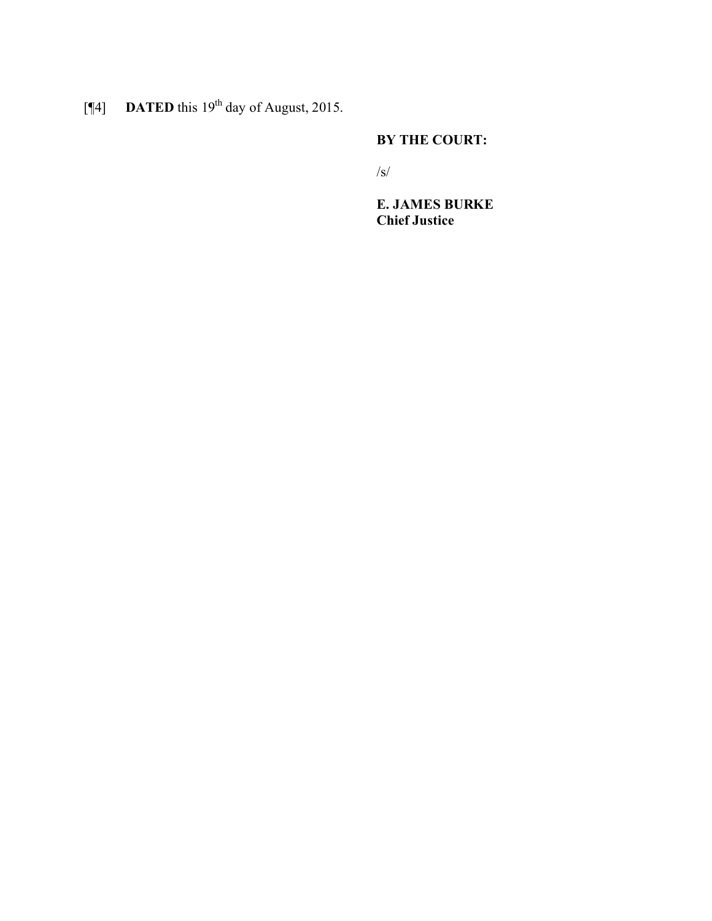[¶4] **DATED** this 19th day of August, 2015.

**BY THE COURT:**

/s/

**E. JAMES BURKE**
**Chief Justice**